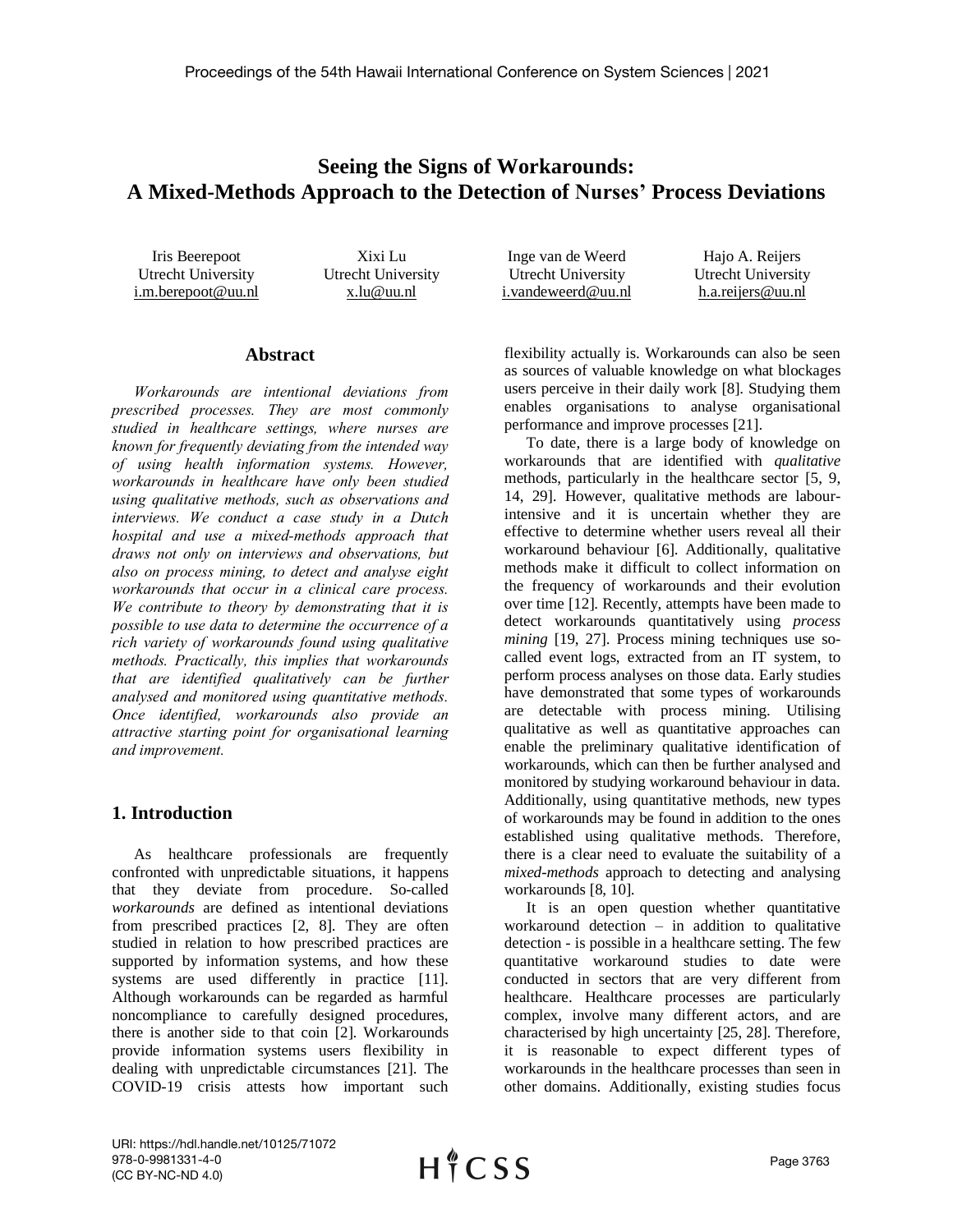# Seeing the Signs of Workarounds: A Mixed-Methods Approach to the Detection of Nurses' Process Deviations

Iris Beerepoot
Utrecht University
i.m.berepoot@uu.nl

Xixi Lu
Utrecht University
x.lu@uu.nl

Inge van de Weerd
Utrecht University
i.vandeweerd@uu.nl

Hajo A. Reijers
Utrecht University
h.a.reijers@uu.nl

## Abstract

*Workarounds are intentional deviations from prescribed processes. They are most commonly studied in healthcare settings, where nurses are known for frequently deviating from the intended way of using health information systems. However, workarounds in healthcare have only been studied using qualitative methods, such as observations and interviews. We conduct a case study in a Dutch hospital and use a mixed-methods approach that draws not only on interviews and observations, but also on process mining, to detect and analyse eight workarounds that occur in a clinical care process. We contribute to theory by demonstrating that it is possible to use data to determine the occurrence of a rich variety of workarounds found using qualitative methods. Practically, this implies that workarounds that are identified qualitatively can be further analysed and monitored using quantitative methods. Once identified, workarounds also provide an attractive starting point for organisational learning and improvement.*

## 1. Introduction

As healthcare professionals are frequently confronted with unpredictable situations, it happens that they deviate from procedure. So-called *workarounds* are defined as intentional deviations from prescribed practices [2, 8]. They are often studied in relation to how prescribed practices are supported by information systems, and how these systems are used differently in practice [11]. Although workarounds can be regarded as harmful noncompliance to carefully designed procedures, there is another side to that coin [2]. Workarounds provide information systems users flexibility in dealing with unpredictable circumstances [21]. The COVID-19 crisis attests how important such flexibility actually is. Workarounds can also be seen as sources of valuable knowledge on what blockages users perceive in their daily work [8]. Studying them enables organisations to analyse organisational performance and improve processes [21].

To date, there is a large body of knowledge on workarounds that are identified with *qualitative* methods, particularly in the healthcare sector [5, 9, 14, 29]. However, qualitative methods are labour-intensive and it is uncertain whether they are effective to determine whether users reveal all their workaround behaviour [6]. Additionally, qualitative methods make it difficult to collect information on the frequency of workarounds and their evolution over time [12]. Recently, attempts have been made to detect workarounds quantitatively using *process mining* [19, 27]. Process mining techniques use so-called event logs, extracted from an IT system, to perform process analyses on those data. Early studies have demonstrated that some types of workarounds are detectable with process mining. Utilising qualitative as well as quantitative approaches can enable the preliminary qualitative identification of workarounds, which can then be further analysed and monitored by studying workaround behaviour in data. Additionally, using quantitative methods, new types of workarounds may be found in addition to the ones established using qualitative methods. Therefore, there is a clear need to evaluate the suitability of a *mixed-methods* approach to detecting and analysing workarounds [8, 10].

It is an open question whether quantitative workaround detection – in addition to qualitative detection - is possible in a healthcare setting. The few quantitative workaround studies to date were conducted in sectors that are very different from healthcare. Healthcare processes are particularly complex, involve many different actors, and are characterised by high uncertainty [25, 28]. Therefore, it is reasonable to expect different types of workarounds in the healthcare processes than seen in other domains. Additionally, existing studies focus

URI: https://hdl.handle.net/10125/71072
978-0-9981331-4-0
(CC BY-NC-ND 4.0)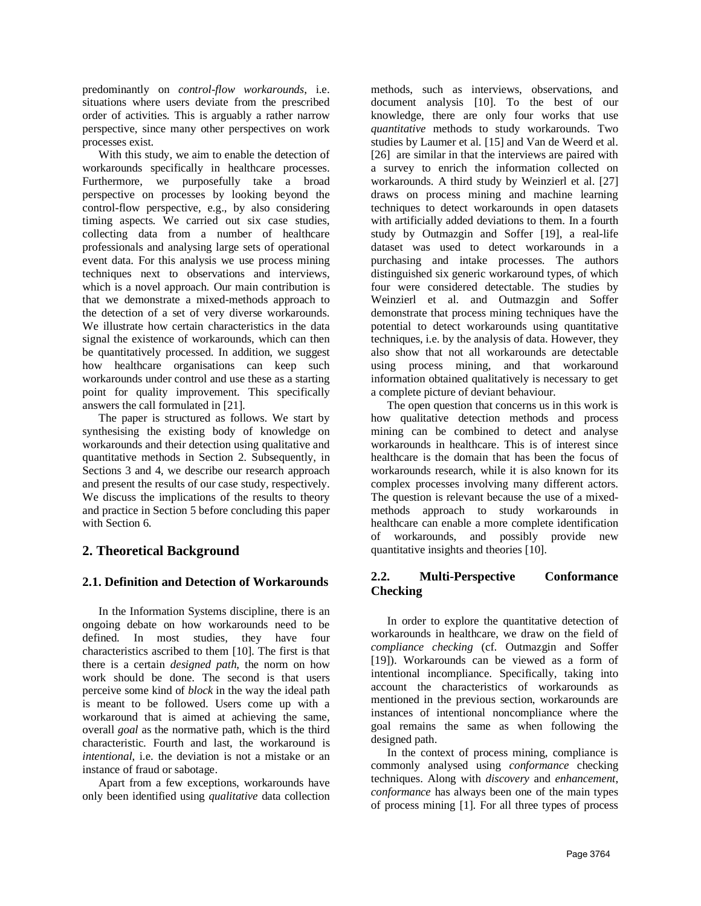predominantly on *control-flow workarounds*, i.e. situations where users deviate from the prescribed order of activities. This is arguably a rather narrow perspective, since many other perspectives on work processes exist.

With this study, we aim to enable the detection of workarounds specifically in healthcare processes. Furthermore, we purposefully take a broad perspective on processes by looking beyond the control-flow perspective, e.g., by also considering timing aspects. We carried out six case studies, collecting data from a number of healthcare professionals and analysing large sets of operational event data. For this analysis we use process mining techniques next to observations and interviews, which is a novel approach. Our main contribution is that we demonstrate a mixed-methods approach to the detection of a set of very diverse workarounds. We illustrate how certain characteristics in the data signal the existence of workarounds, which can then be quantitatively processed. In addition, we suggest how healthcare organisations can keep such workarounds under control and use these as a starting point for quality improvement. This specifically answers the call formulated in [21].

The paper is structured as follows. We start by synthesising the existing body of knowledge on workarounds and their detection using qualitative and quantitative methods in Section 2. Subsequently, in Sections 3 and 4, we describe our research approach and present the results of our case study, respectively. We discuss the implications of the results to theory and practice in Section 5 before concluding this paper with Section 6.

## 2. Theoretical Background

### 2.1. Definition and Detection of Workarounds

In the Information Systems discipline, there is an ongoing debate on how workarounds need to be defined. In most studies, they have four characteristics ascribed to them [10]. The first is that there is a certain *designed path*, the norm on how work should be done. The second is that users perceive some kind of *block* in the way the ideal path is meant to be followed. Users come up with a workaround that is aimed at achieving the same, overall *goal* as the normative path, which is the third characteristic. Fourth and last, the workaround is *intentional*, i.e. the deviation is not a mistake or an instance of fraud or sabotage.

Apart from a few exceptions, workarounds have only been identified using *qualitative* data collection methods, such as interviews, observations, and document analysis [10]. To the best of our knowledge, there are only four works that use *quantitative* methods to study workarounds. Two studies by Laumer et al. [15] and Van de Weerd et al. [26] are similar in that the interviews are paired with a survey to enrich the information collected on workarounds. A third study by Weinzierl et al. [27] draws on process mining and machine learning techniques to detect workarounds in open datasets with artificially added deviations to them. In a fourth study by Outmazgin and Soffer [19], a real-life dataset was used to detect workarounds in a purchasing and intake processes. The authors distinguished six generic workaround types, of which four were considered detectable. The studies by Weinzierl et al. and Outmazgin and Soffer demonstrate that process mining techniques have the potential to detect workarounds using quantitative techniques, i.e. by the analysis of data. However, they also show that not all workarounds are detectable using process mining, and that workaround information obtained qualitatively is necessary to get a complete picture of deviant behaviour.

The open question that concerns us in this work is how qualitative detection methods and process mining can be combined to detect and analyse workarounds in healthcare. This is of interest since healthcare is the domain that has been the focus of workarounds research, while it is also known for its complex processes involving many different actors. The question is relevant because the use of a mixed-methods approach to study workarounds in healthcare can enable a more complete identification of workarounds, and possibly provide new quantitative insights and theories [10].

### 2.2. Multi-Perspective Conformance Checking

In order to explore the quantitative detection of workarounds in healthcare, we draw on the field of *compliance checking* (cf. Outmazgin and Soffer [19]). Workarounds can be viewed as a form of intentional incompliance. Specifically, taking into account the characteristics of workarounds as mentioned in the previous section, workarounds are instances of intentional noncompliance where the goal remains the same as when following the designed path.

In the context of process mining, compliance is commonly analysed using *conformance* checking techniques. Along with *discovery* and *enhancement*, *conformance* has always been one of the main types of process mining [1]. For all three types of process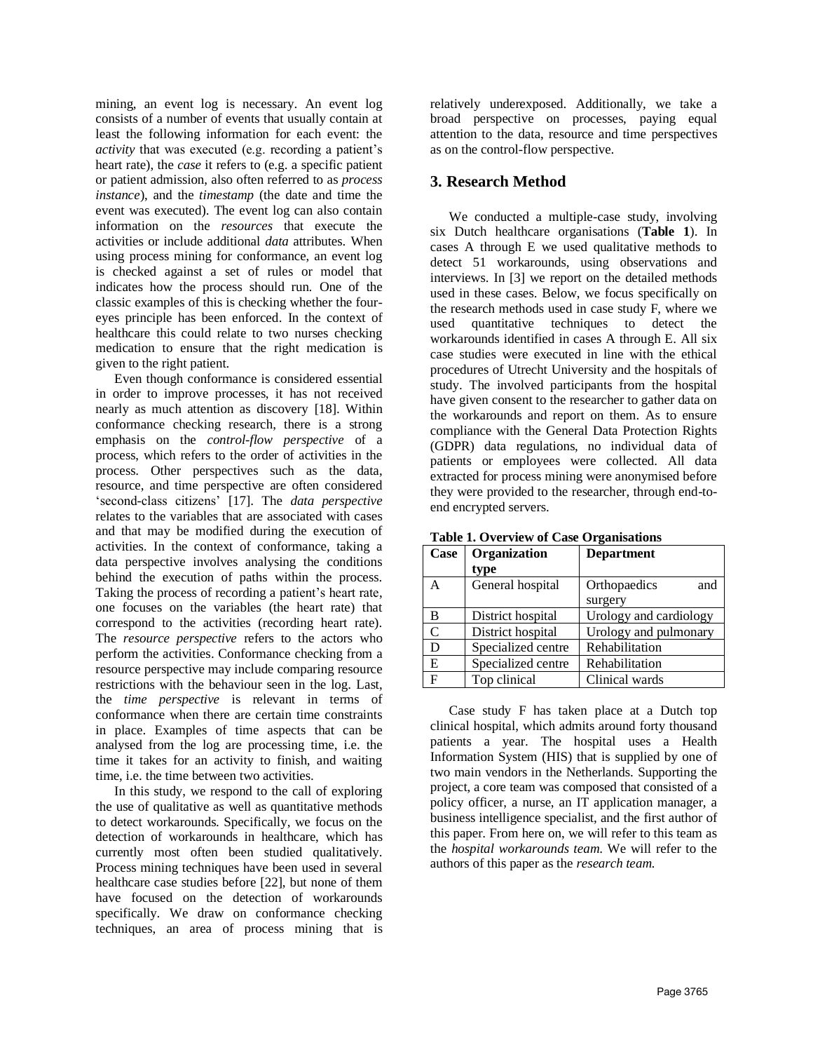mining, an event log is necessary. An event log consists of a number of events that usually contain at least the following information for each event: the *activity* that was executed (e.g. recording a patient's heart rate), the *case* it refers to (e.g. a specific patient or patient admission, also often referred to as *process instance*), and the *timestamp* (the date and time the event was executed). The event log can also contain information on the *resources* that execute the activities or include additional *data* attributes. When using process mining for conformance, an event log is checked against a set of rules or model that indicates how the process should run. One of the classic examples of this is checking whether the four-eyes principle has been enforced. In the context of healthcare this could relate to two nurses checking medication to ensure that the right medication is given to the right patient.

Even though conformance is considered essential in order to improve processes, it has not received nearly as much attention as discovery [18]. Within conformance checking research, there is a strong emphasis on the *control-flow perspective* of a process, which refers to the order of activities in the process. Other perspectives such as the data, resource, and time perspective are often considered 'second-class citizens' [17]. The *data perspective* relates to the variables that are associated with cases and that may be modified during the execution of activities. In the context of conformance, taking a data perspective involves analysing the conditions behind the execution of paths within the process. Taking the process of recording a patient's heart rate, one focuses on the variables (the heart rate) that correspond to the activities (recording heart rate). The *resource perspective* refers to the actors who perform the activities. Conformance checking from a resource perspective may include comparing resource restrictions with the behaviour seen in the log. Last, the *time perspective* is relevant in terms of conformance when there are certain time constraints in place. Examples of time aspects that can be analysed from the log are processing time, i.e. the time it takes for an activity to finish, and waiting time, i.e. the time between two activities.

In this study, we respond to the call of exploring the use of qualitative as well as quantitative methods to detect workarounds. Specifically, we focus on the detection of workarounds in healthcare, which has currently most often been studied qualitatively. Process mining techniques have been used in several healthcare case studies before [22], but none of them have focused on the detection of workarounds specifically. We draw on conformance checking techniques, an area of process mining that is relatively underexposed. Additionally, we take a broad perspective on processes, paying equal attention to the data, resource and time perspectives as on the control-flow perspective.

## 3. Research Method

We conducted a multiple-case study, involving six Dutch healthcare organisations (**Table 1**). In cases A through E we used qualitative methods to detect 51 workarounds, using observations and interviews. In [3] we report on the detailed methods used in these cases. Below, we focus specifically on the research methods used in case study F, where we used quantitative techniques to detect the workarounds identified in cases A through E. All six case studies were executed in line with the ethical procedures of Utrecht University and the hospitals of study. The involved participants from the hospital have given consent to the researcher to gather data on the workarounds and report on them. As to ensure compliance with the General Data Protection Rights (GDPR) data regulations, no individual data of patients or employees were collected. All data extracted for process mining were anonymised before they were provided to the researcher, through end-to-end encrypted servers.

**Table 1. Overview of Case Organisations**

| Case | Organization type | Department |
|---|---|---|
| A | General hospital | Orthopaedics and surgery |
| B | District hospital | Urology and cardiology |
| C | District hospital | Urology and pulmonary |
| D | Specialized centre | Rehabilitation |
| E | Specialized centre | Rehabilitation |
| F | Top clinical | Clinical wards |

Case study F has taken place at a Dutch top clinical hospital, which admits around forty thousand patients a year. The hospital uses a Health Information System (HIS) that is supplied by one of two main vendors in the Netherlands. Supporting the project, a core team was composed that consisted of a policy officer, a nurse, an IT application manager, a business intelligence specialist, and the first author of this paper. From here on, we will refer to this team as the *hospital workarounds team.* We will refer to the authors of this paper as the *research team.*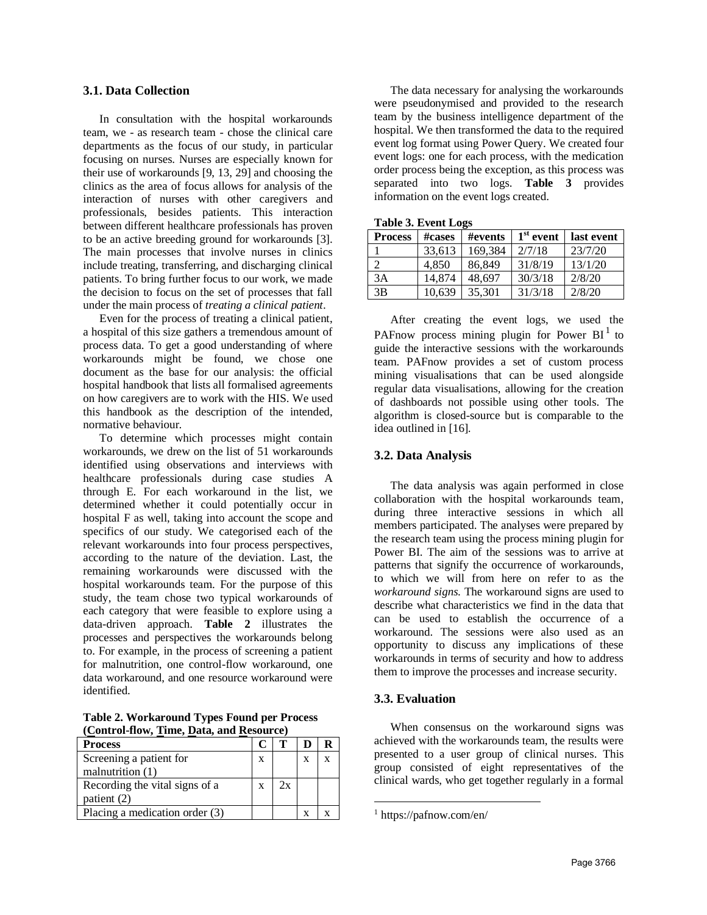### 3.1. Data Collection

In consultation with the hospital workarounds team, we - as research team - chose the clinical care departments as the focus of our study, in particular focusing on nurses. Nurses are especially known for their use of workarounds [9, 13, 29] and choosing the clinics as the area of focus allows for analysis of the interaction of nurses with other caregivers and professionals, besides patients. This interaction between different healthcare professionals has proven to be an active breeding ground for workarounds [3]. The main processes that involve nurses in clinics include treating, transferring, and discharging clinical patients. To bring further focus to our work, we made the decision to focus on the set of processes that fall under the main process of *treating a clinical patient*.

Even for the process of treating a clinical patient, a hospital of this size gathers a tremendous amount of process data. To get a good understanding of where workarounds might be found, we chose one document as the base for our analysis: the official hospital handbook that lists all formalised agreements on how caregivers are to work with the HIS. We used this handbook as the description of the intended, normative behaviour.

To determine which processes might contain workarounds, we drew on the list of 51 workarounds identified using observations and interviews with healthcare professionals during case studies A through E. For each workaround in the list, we determined whether it could potentially occur in hospital F as well, taking into account the scope and specifics of our study. We categorised each of the relevant workarounds into four process perspectives, according to the nature of the deviation. Last, the remaining workarounds were discussed with the hospital workarounds team. For the purpose of this study, the team chose two typical workarounds of each category that were feasible to explore using a data-driven approach. **Table 2** illustrates the processes and perspectives the workarounds belong to. For example, in the process of screening a patient for malnutrition, one control-flow workaround, one data workaround, and one resource workaround were identified.

**Table 2. Workaround Types Found per Process (Control-flow, Time, Data, and Resource)**

| Process | C | T | D | R |
|---|---|---|---|---|
| Screening a patient for malnutrition (1) | x | | x | x |
| Recording the vital signs of a patient (2) | x | 2x | | |
| Placing a medication order (3) | | | x | x |

The data necessary for analysing the workarounds were pseudonymised and provided to the research team by the business intelligence department of the hospital. We then transformed the data to the required event log format using Power Query. We created four event logs: one for each process, with the medication order process being the exception, as this process was separated into two logs. **Table 3** provides information on the event logs created.

**Table 3. Event Logs**

| Process | #cases | #events | 1st event | last event |
|---|---|---|---|---|
| 1 | 33,613 | 169,384 | 2/7/18 | 23/7/20 |
| 2 | 4,850 | 86,849 | 31/8/19 | 13/1/20 |
| 3A | 14,874 | 48,697 | 30/3/18 | 2/8/20 |
| 3B | 10,639 | 35,301 | 31/3/18 | 2/8/20 |

After creating the event logs, we used the PAFnow process mining plugin for Power BI[1] to guide the interactive sessions with the workarounds team. PAFnow provides a set of custom process mining visualisations that can be used alongside regular data visualisations, allowing for the creation of dashboards not possible using other tools. The algorithm is closed-source but is comparable to the idea outlined in [16].

### 3.2. Data Analysis

The data analysis was again performed in close collaboration with the hospital workarounds team, during three interactive sessions in which all members participated. The analyses were prepared by the research team using the process mining plugin for Power BI. The aim of the sessions was to arrive at patterns that signify the occurrence of workarounds, to which we will from here on refer to as the *workaround signs*. The workaround signs are used to describe what characteristics we find in the data that can be used to establish the occurrence of a workaround. The sessions were also used as an opportunity to discuss any implications of these workarounds in terms of security and how to address them to improve the processes and increase security.

### 3.3. Evaluation

When consensus on the workaround signs was achieved with the workarounds team, the results were presented to a user group of clinical nurses. This group consisted of eight representatives of the clinical wards, who get together regularly in a formal

[1] https://pafnow.com/en/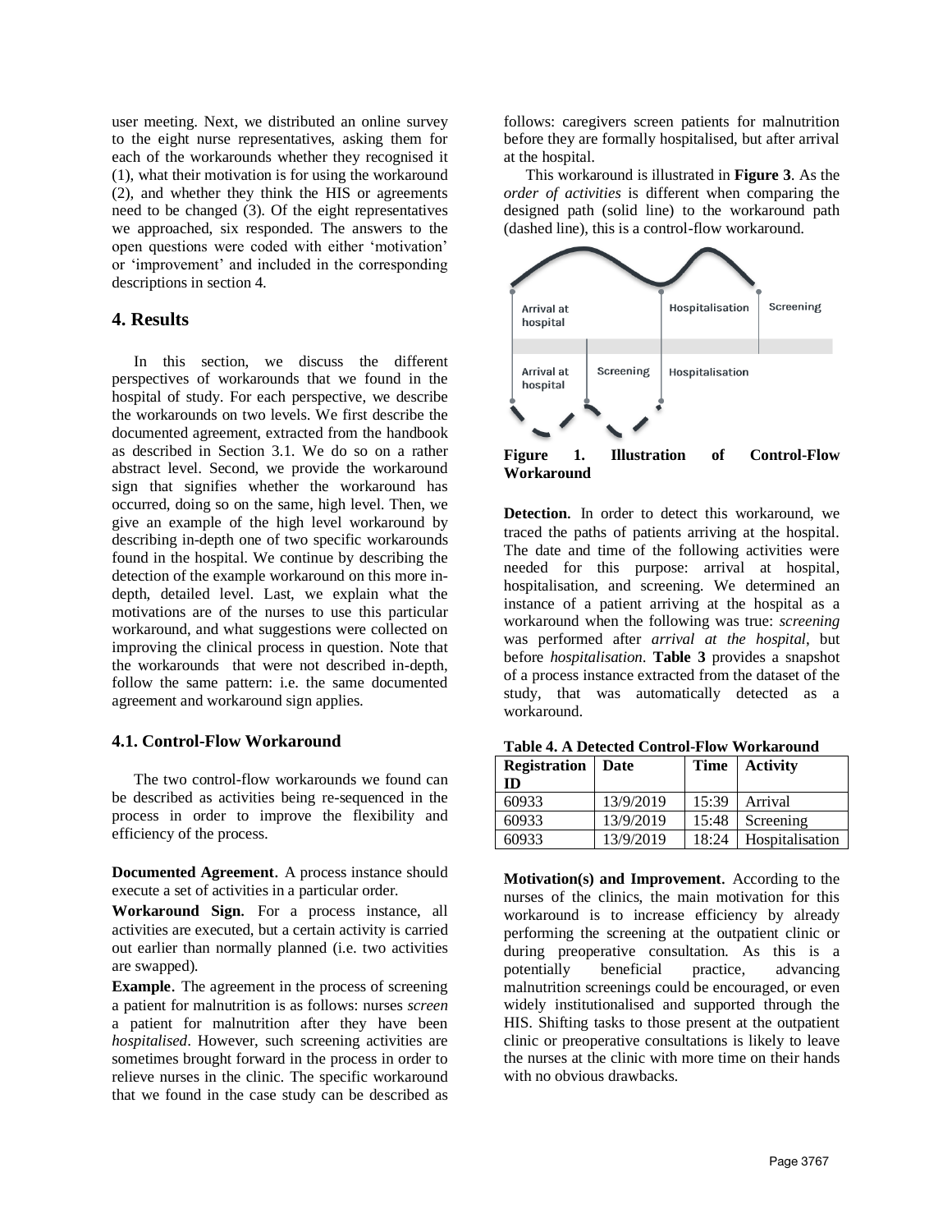user meeting. Next, we distributed an online survey to the eight nurse representatives, asking them for each of the workarounds whether they recognised it (1), what their motivation is for using the workaround (2), and whether they think the HIS or agreements need to be changed (3). Of the eight representatives we approached, six responded. The answers to the open questions were coded with either 'motivation' or 'improvement' and included in the corresponding descriptions in section 4.

## 4. Results

In this section, we discuss the different perspectives of workarounds that we found in the hospital of study. For each perspective, we describe the workarounds on two levels. We first describe the documented agreement, extracted from the handbook as described in Section 3.1. We do so on a rather abstract level. Second, we provide the workaround sign that signifies whether the workaround has occurred, doing so on the same, high level. Then, we give an example of the high level workaround by describing in-depth one of two specific workarounds found in the hospital. We continue by describing the detection of the example workaround on this more in-depth, detailed level. Last, we explain what the motivations are of the nurses to use this particular workaround, and what suggestions were collected on improving the clinical process in question. Note that the workarounds that were not described in-depth, follow the same pattern: i.e. the same documented agreement and workaround sign applies.

### 4.1. Control-Flow Workaround

The two control-flow workarounds we found can be described as activities being re-sequenced in the process in order to improve the flexibility and efficiency of the process.

**Documented Agreement**. A process instance should execute a set of activities in a particular order.

**Workaround Sign**. For a process instance, all activities are executed, but a certain activity is carried out earlier than normally planned (i.e. two activities are swapped).

**Example**. The agreement in the process of screening a patient for malnutrition is as follows: nurses *screen* a patient for malnutrition after they have been *hospitalised*. However, such screening activities are sometimes brought forward in the process in order to relieve nurses in the clinic. The specific workaround that we found in the case study can be described as follows: caregivers screen patients for malnutrition before they are formally hospitalised, but after arrival at the hospital.

This workaround is illustrated in **Figure 3**. As the *order of activities* is different when comparing the designed path (solid line) to the workaround path (dashed line), this is a control-flow workaround.

Arrival at hospital | Hospitalisation | Screening

Arrival at hospital | Screening | Hospitalisation

**Figure 1. Illustration of Control-Flow Workaround**

**Detection**. In order to detect this workaround, we traced the paths of patients arriving at the hospital. The date and time of the following activities were needed for this purpose: arrival at hospital, hospitalisation, and screening. We determined an instance of a patient arriving at the hospital as a workaround when the following was true: *screening* was performed after *arrival at the hospital*, but before *hospitalisation*. **Table 3** provides a snapshot of a process instance extracted from the dataset of the study, that was automatically detected as a workaround.

**Table 4. A Detected Control-Flow Workaround**

| Registration ID | Date | Time | Activity |
|---|---|---|---|
| 60933 | 13/9/2019 | 15:39 | Arrival |
| 60933 | 13/9/2019 | 15:48 | Screening |
| 60933 | 13/9/2019 | 18:24 | Hospitalisation |

**Motivation(s) and Improvement**. According to the nurses of the clinics, the main motivation for this workaround is to increase efficiency by already performing the screening at the outpatient clinic or during preoperative consultation. As this is a potentially beneficial practice, advancing malnutrition screenings could be encouraged, or even widely institutionalised and supported through the HIS. Shifting tasks to those present at the outpatient clinic or preoperative consultations is likely to leave the nurses at the clinic with more time on their hands with no obvious drawbacks.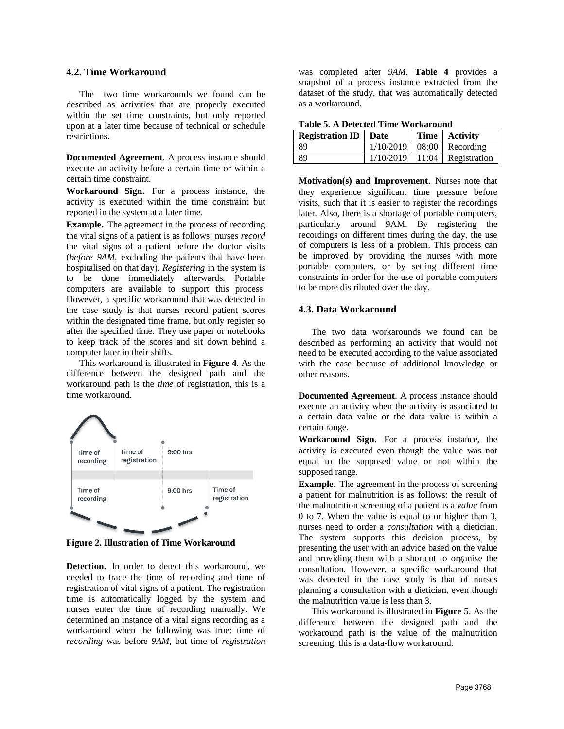### 4.2. Time Workaround

The two time workarounds we found can be described as activities that are properly executed within the set time constraints, but only reported upon at a later time because of technical or schedule restrictions.

**Documented Agreement**. A process instance should execute an activity before a certain time or within a certain time constraint.

**Workaround Sign**. For a process instance, the activity is executed within the time constraint but reported in the system at a later time.

**Example**. The agreement in the process of recording the vital signs of a patient is as follows: nurses *record* the vital signs of a patient before the doctor visits (*before 9AM*, excluding the patients that have been hospitalised on that day). *Registering* in the system is to be done immediately afterwards. Portable computers are available to support this process. However, a specific workaround that was detected in the case study is that nurses record patient scores within the designated time frame, but only register so after the specified time. They use paper or notebooks to keep track of the scores and sit down behind a computer later in their shifts.

This workaround is illustrated in **Figure 4**. As the difference between the designed path and the workaround path is the *time* of registration, this is a time workaround.

**Figure 2. Illustration of Time Workaround**

**Detection**. In order to detect this workaround, we needed to trace the time of recording and time of registration of vital signs of a patient. The registration time is automatically logged by the system and nurses enter the time of recording manually. We determined an instance of a vital signs recording as a workaround when the following was true: time of *recording* was before *9AM*, but time of *registration* was completed after *9AM*. **Table 4** provides a snapshot of a process instance extracted from the dataset of the study, that was automatically detected as a workaround.

**Table 5. A Detected Time Workaround**

| Registration ID | Date | Time | Activity |
| --- | --- | --- | --- |
| 89 | 1/10/2019 | 08:00 | Recording |
| 89 | 1/10/2019 | 11:04 | Registration |

**Motivation(s) and Improvement**. Nurses note that they experience significant time pressure before visits, such that it is easier to register the recordings later. Also, there is a shortage of portable computers, particularly around 9AM. By registering the recordings on different times during the day, the use of computers is less of a problem. This process can be improved by providing the nurses with more portable computers, or by setting different time constraints in order for the use of portable computers to be more distributed over the day.

### 4.3. Data Workaround

The two data workarounds we found can be described as performing an activity that would not need to be executed according to the value associated with the case because of additional knowledge or other reasons.

**Documented Agreement**. A process instance should execute an activity when the activity is associated to a certain data value or the data value is within a certain range.

**Workaround Sign**. For a process instance, the activity is executed even though the value was not equal to the supposed value or not within the supposed range.

**Example**. The agreement in the process of screening a patient for malnutrition is as follows: the result of the malnutrition screening of a patient is a *value* from 0 to 7. When the value is equal to or higher than 3, nurses need to order a *consultation* with a dietician. The system supports this decision process, by presenting the user with an advice based on the value and providing them with a shortcut to organise the consultation. However, a specific workaround that was detected in the case study is that of nurses planning a consultation with a dietician, even though the malnutrition value is less than 3.

This workaround is illustrated in **Figure 5**. As the difference between the designed path and the workaround path is the value of the malnutrition screening, this is a data-flow workaround.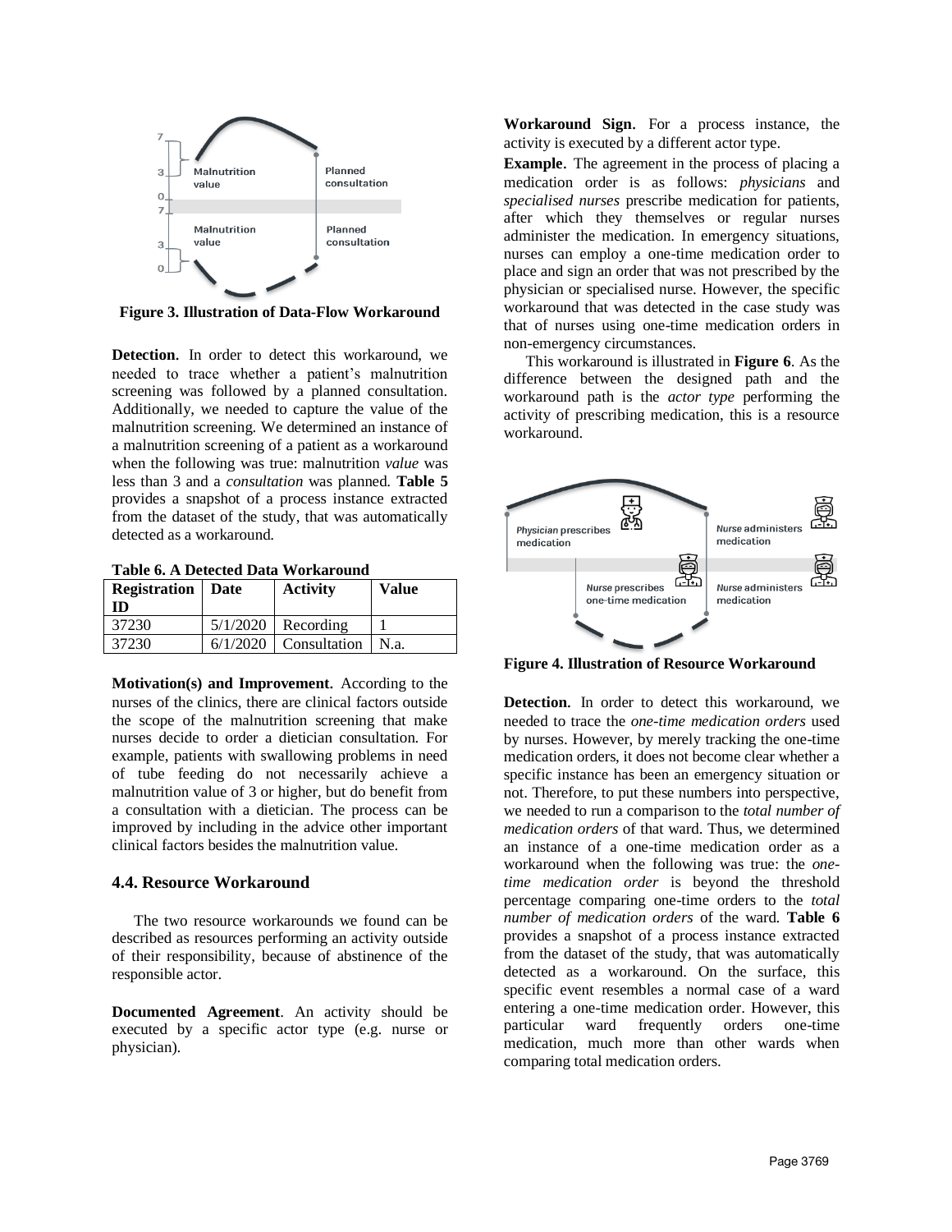Figure 3. Illustration of Data-Flow Workaround

**Detection**. In order to detect this workaround, we needed to trace whether a patient's malnutrition screening was followed by a planned consultation. Additionally, we needed to capture the value of the malnutrition screening. We determined an instance of a malnutrition screening of a patient as a workaround when the following was true: malnutrition *value* was less than 3 and a *consultation* was planned. **Table 5** provides a snapshot of a process instance extracted from the dataset of the study, that was automatically detected as a workaround.

**Table 6. A Detected Data Workaround**

| Registration ID | Date | Activity | Value |
|---|---|---|---|
| 37230 | 5/1/2020 | Recording | 1 |
| 37230 | 6/1/2020 | Consultation | N.a. |

**Motivation(s) and Improvement**. According to the nurses of the clinics, there are clinical factors outside the scope of the malnutrition screening that make nurses decide to order a dietician consultation. For example, patients with swallowing problems in need of tube feeding do not necessarily achieve a malnutrition value of 3 or higher, but do benefit from a consultation with a dietician. The process can be improved by including in the advice other important clinical factors besides the malnutrition value.

### 4.4. Resource Workaround

The two resource workarounds we found can be described as resources performing an activity outside of their responsibility, because of abstinence of the responsible actor.

**Documented Agreement**. An activity should be executed by a specific actor type (e.g. nurse or physician).

**Workaround Sign.** For a process instance, the activity is executed by a different actor type.

**Example.** The agreement in the process of placing a medication order is as follows: *physicians* and *specialised nurses* prescribe medication for patients, after which they themselves or regular nurses administer the medication. In emergency situations, nurses can employ a one-time medication order to place and sign an order that was not prescribed by the physician or specialised nurse. However, the specific workaround that was detected in the case study was that of nurses using one-time medication orders in non-emergency circumstances.

This workaround is illustrated in **Figure 6**. As the difference between the designed path and the workaround path is the *actor type* performing the activity of prescribing medication, this is a resource workaround.

Figure 4. Illustration of Resource Workaround

**Detection.** In order to detect this workaround, we needed to trace the *one-time medication orders* used by nurses. However, by merely tracking the one-time medication orders, it does not become clear whether a specific instance has been an emergency situation or not. Therefore, to put these numbers into perspective, we needed to run a comparison to the *total number of medication orders* of that ward. Thus, we determined an instance of a one-time medication order as a workaround when the following was true: the *one-time medication order* is beyond the threshold percentage comparing one-time orders to the *total number of medication orders* of the ward. **Table 6** provides a snapshot of a process instance extracted from the dataset of the study, that was automatically detected as a workaround. On the surface, this specific event resembles a normal case of a ward entering a one-time medication order. However, this particular ward frequently orders one-time medication, much more than other wards when comparing total medication orders.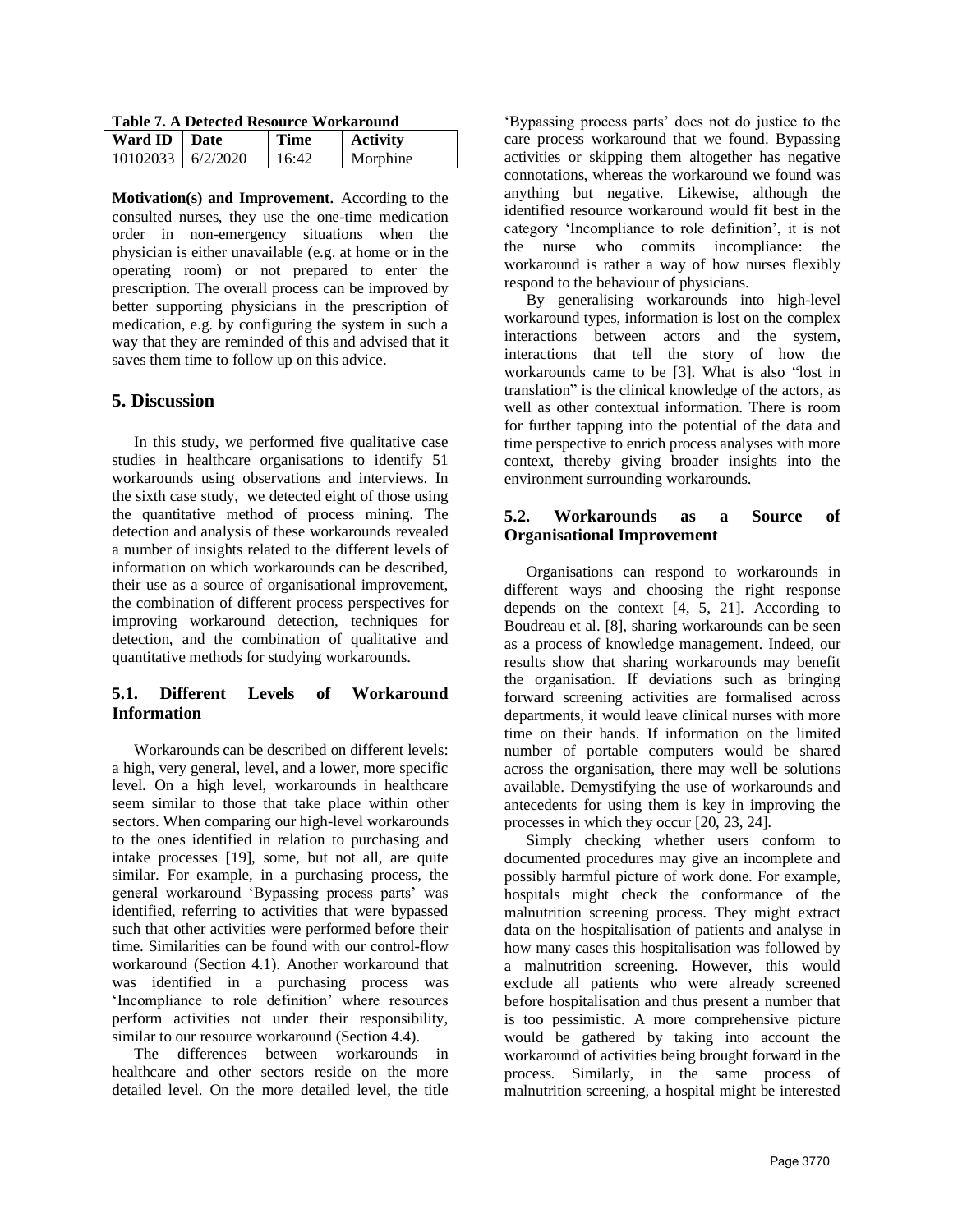**Table 7. A Detected Resource Workaround**

| Ward ID | Date | Time | Activity |
|---|---|---|---|
| 10102033 | 6/2/2020 | 16:42 | Morphine |

**Motivation(s) and Improvement**. According to the consulted nurses, they use the one-time medication order in non-emergency situations when the physician is either unavailable (e.g. at home or in the operating room) or not prepared to enter the prescription. The overall process can be improved by better supporting physicians in the prescription of medication, e.g. by configuring the system in such a way that they are reminded of this and advised that it saves them time to follow up on this advice.

## 5. Discussion

In this study, we performed five qualitative case studies in healthcare organisations to identify 51 workarounds using observations and interviews. In the sixth case study, we detected eight of those using the quantitative method of process mining. The detection and analysis of these workarounds revealed a number of insights related to the different levels of information on which workarounds can be described, their use as a source of organisational improvement, the combination of different process perspectives for improving workaround detection, techniques for detection, and the combination of qualitative and quantitative methods for studying workarounds.

### 5.1. Different Levels of Workaround Information

Workarounds can be described on different levels: a high, very general, level, and a lower, more specific level. On a high level, workarounds in healthcare seem similar to those that take place within other sectors. When comparing our high-level workarounds to the ones identified in relation to purchasing and intake processes [19], some, but not all, are quite similar. For example, in a purchasing process, the general workaround 'Bypassing process parts' was identified, referring to activities that were bypassed such that other activities were performed before their time. Similarities can be found with our control-flow workaround (Section 4.1). Another workaround that was identified in a purchasing process was 'Incompliance to role definition' where resources perform activities not under their responsibility, similar to our resource workaround (Section 4.4).

The differences between workarounds in healthcare and other sectors reside on the more detailed level. On the more detailed level, the title 'Bypassing process parts' does not do justice to the care process workaround that we found. Bypassing activities or skipping them altogether has negative connotations, whereas the workaround we found was anything but negative. Likewise, although the identified resource workaround would fit best in the category 'Incompliance to role definition', it is not the nurse who commits incompliance: the workaround is rather a way of how nurses flexibly respond to the behaviour of physicians.

By generalising workarounds into high-level workaround types, information is lost on the complex interactions between actors and the system, interactions that tell the story of how the workarounds came to be [3]. What is also "lost in translation" is the clinical knowledge of the actors, as well as other contextual information. There is room for further tapping into the potential of the data and time perspective to enrich process analyses with more context, thereby giving broader insights into the environment surrounding workarounds.

### 5.2. Workarounds as a Source of Organisational Improvement

Organisations can respond to workarounds in different ways and choosing the right response depends on the context [4, 5, 21]. According to Boudreau et al. [8], sharing workarounds can be seen as a process of knowledge management. Indeed, our results show that sharing workarounds may benefit the organisation. If deviations such as bringing forward screening activities are formalised across departments, it would leave clinical nurses with more time on their hands. If information on the limited number of portable computers would be shared across the organisation, there may well be solutions available. Demystifying the use of workarounds and antecedents for using them is key in improving the processes in which they occur [20, 23, 24].

Simply checking whether users conform to documented procedures may give an incomplete and possibly harmful picture of work done. For example, hospitals might check the conformance of the malnutrition screening process. They might extract data on the hospitalisation of patients and analyse in how many cases this hospitalisation was followed by a malnutrition screening. However, this would exclude all patients who were already screened before hospitalisation and thus present a number that is too pessimistic. A more comprehensive picture would be gathered by taking into account the workaround of activities being brought forward in the process. Similarly, in the same process of malnutrition screening, a hospital might be interested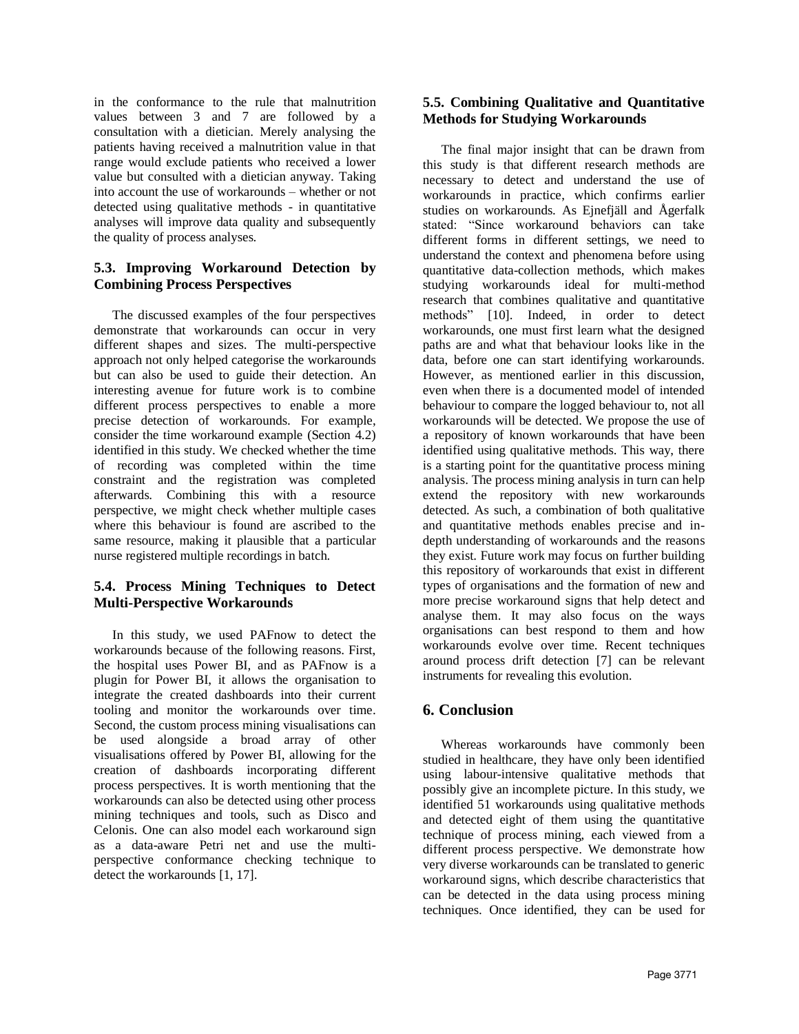in the conformance to the rule that malnutrition values between 3 and 7 are followed by a consultation with a dietician. Merely analysing the patients having received a malnutrition value in that range would exclude patients who received a lower value but consulted with a dietician anyway. Taking into account the use of workarounds – whether or not detected using qualitative methods - in quantitative analyses will improve data quality and subsequently the quality of process analyses.

### 5.3. Improving Workaround Detection by Combining Process Perspectives

The discussed examples of the four perspectives demonstrate that workarounds can occur in very different shapes and sizes. The multi-perspective approach not only helped categorise the workarounds but can also be used to guide their detection. An interesting avenue for future work is to combine different process perspectives to enable a more precise detection of workarounds. For example, consider the time workaround example (Section 4.2) identified in this study. We checked whether the time of recording was completed within the time constraint and the registration was completed afterwards. Combining this with a resource perspective, we might check whether multiple cases where this behaviour is found are ascribed to the same resource, making it plausible that a particular nurse registered multiple recordings in batch.

### 5.4. Process Mining Techniques to Detect Multi-Perspective Workarounds

In this study, we used PAFnow to detect the workarounds because of the following reasons. First, the hospital uses Power BI, and as PAFnow is a plugin for Power BI, it allows the organisation to integrate the created dashboards into their current tooling and monitor the workarounds over time. Second, the custom process mining visualisations can be used alongside a broad array of other visualisations offered by Power BI, allowing for the creation of dashboards incorporating different process perspectives. It is worth mentioning that the workarounds can also be detected using other process mining techniques and tools, such as Disco and Celonis. One can also model each workaround sign as a data-aware Petri net and use the multi-perspective conformance checking technique to detect the workarounds [1, 17].

### 5.5. Combining Qualitative and Quantitative Methods for Studying Workarounds

The final major insight that can be drawn from this study is that different research methods are necessary to detect and understand the use of workarounds in practice, which confirms earlier studies on workarounds. As Ejnefjäll and Ågerfalk stated: "Since workaround behaviors can take different forms in different settings, we need to understand the context and phenomena before using quantitative data-collection methods, which makes studying workarounds ideal for multi-method research that combines qualitative and quantitative methods" [10]. Indeed, in order to detect workarounds, one must first learn what the designed paths are and what that behaviour looks like in the data, before one can start identifying workarounds. However, as mentioned earlier in this discussion, even when there is a documented model of intended behaviour to compare the logged behaviour to, not all workarounds will be detected. We propose the use of a repository of known workarounds that have been identified using qualitative methods. This way, there is a starting point for the quantitative process mining analysis. The process mining analysis in turn can help extend the repository with new workarounds detected. As such, a combination of both qualitative and quantitative methods enables precise and in-depth understanding of workarounds and the reasons they exist. Future work may focus on further building this repository of workarounds that exist in different types of organisations and the formation of new and more precise workaround signs that help detect and analyse them. It may also focus on the ways organisations can best respond to them and how workarounds evolve over time. Recent techniques around process drift detection [7] can be relevant instruments for revealing this evolution.

## 6. Conclusion

Whereas workarounds have commonly been studied in healthcare, they have only been identified using labour-intensive qualitative methods that possibly give an incomplete picture. In this study, we identified 51 workarounds using qualitative methods and detected eight of them using the quantitative technique of process mining, each viewed from a different process perspective. We demonstrate how very diverse workarounds can be translated to generic workaround signs, which describe characteristics that can be detected in the data using process mining techniques. Once identified, they can be used for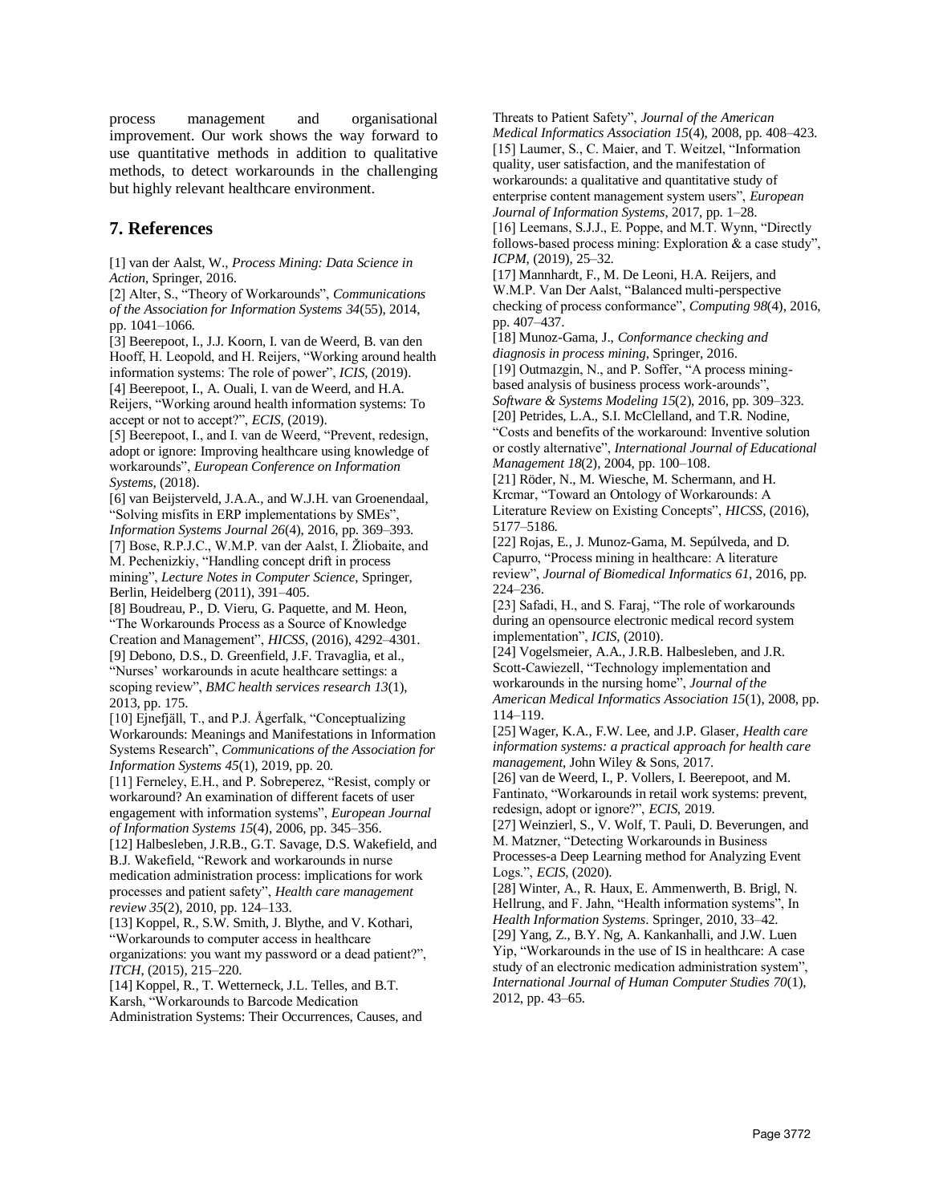process management and organisational improvement. Our work shows the way forward to use quantitative methods in addition to qualitative methods, to detect workarounds in the challenging but highly relevant healthcare environment.

## 7. References

[1] van der Aalst, W., *Process Mining: Data Science in Action*, Springer, 2016.

[2] Alter, S., "Theory of Workarounds", *Communications of the Association for Information Systems 34*(55), 2014, pp. 1041–1066.

[3] Beerepoot, I., J.J. Koorn, I. van de Weerd, B. van den Hooff, H. Leopold, and H. Reijers, "Working around health information systems: The role of power", *ICIS*, (2019).

[4] Beerepoot, I., A. Ouali, I. van de Weerd, and H.A. Reijers, "Working around health information systems: To accept or not to accept?", *ECIS*, (2019).

[5] Beerepoot, I., and I. van de Weerd, "Prevent, redesign, adopt or ignore: Improving healthcare using knowledge of workarounds", *European Conference on Information Systems*, (2018).

[6] van Beijsterveld, J.A.A., and W.J.H. van Groenendaal, "Solving misfits in ERP implementations by SMEs", *Information Systems Journal 26*(4), 2016, pp. 369–393.

[7] Bose, R.P.J.C., W.M.P. van der Aalst, I. Žliobaite, and M. Pechenizkiy, "Handling concept drift in process mining", *Lecture Notes in Computer Science*, Springer, Berlin, Heidelberg (2011), 391–405.

[8] Boudreau, P., D. Vieru, G. Paquette, and M. Heon, "The Workarounds Process as a Source of Knowledge Creation and Management", *HICSS*, (2016), 4292–4301.

[9] Debono, D.S., D. Greenfield, J.F. Travaglia, et al., "Nurses' workarounds in acute healthcare settings: a scoping review", *BMC health services research 13*(1), 2013, pp. 175.

[10] Ejnefjäll, T., and P.J. Ågerfalk, "Conceptualizing Workarounds: Meanings and Manifestations in Information Systems Research", *Communications of the Association for Information Systems 45*(1), 2019, pp. 20.

[11] Ferneley, E.H., and P. Sobreperez, "Resist, comply or workaround? An examination of different facets of user engagement with information systems", *European Journal of Information Systems 15*(4), 2006, pp. 345–356.

[12] Halbesleben, J.R.B., G.T. Savage, D.S. Wakefield, and B.J. Wakefield, "Rework and workarounds in nurse medication administration process: implications for work processes and patient safety", *Health care management review 35*(2), 2010, pp. 124–133.

[13] Koppel, R., S.W. Smith, J. Blythe, and V. Kothari, "Workarounds to computer access in healthcare organizations: you want my password or a dead patient?", *ITCH*, (2015), 215–220.

[14] Koppel, R., T. Wetterneck, J.L. Telles, and B.T. Karsh, "Workarounds to Barcode Medication Administration Systems: Their Occurrences, Causes, and Threats to Patient Safety", *Journal of the American Medical Informatics Association 15*(4), 2008, pp. 408–423.

[15] Laumer, S., C. Maier, and T. Weitzel, "Information quality, user satisfaction, and the manifestation of workarounds: a qualitative and quantitative study of enterprise content management system users", *European Journal of Information Systems*, 2017, pp. 1–28.

[16] Leemans, S.J.J., E. Poppe, and M.T. Wynn, "Directly follows-based process mining: Exploration & a case study", *ICPM*, (2019), 25–32.

[17] Mannhardt, F., M. De Leoni, H.A. Reijers, and W.M.P. Van Der Aalst, "Balanced multi-perspective checking of process conformance", *Computing 98*(4), 2016, pp. 407–437.

[18] Munoz-Gama, J., *Conformance checking and diagnosis in process mining*, Springer, 2016.

[19] Outmazgin, N., and P. Soffer, "A process mining-based analysis of business process work-arounds", *Software & Systems Modeling 15*(2), 2016, pp. 309–323.

[20] Petrides, L.A., S.I. McClelland, and T.R. Nodine, "Costs and benefits of the workaround: Inventive solution or costly alternative", *International Journal of Educational Management 18*(2), 2004, pp. 100–108.

[21] Röder, N., M. Wiesche, M. Schermann, and H. Krcmar, "Toward an Ontology of Workarounds: A Literature Review on Existing Concepts", *HICSS*, (2016), 5177–5186.

[22] Rojas, E., J. Munoz-Gama, M. Sepúlveda, and D. Capurro, "Process mining in healthcare: A literature review", *Journal of Biomedical Informatics 61*, 2016, pp. 224–236.

[23] Safadi, H., and S. Faraj, "The role of workarounds during an opensource electronic medical record system implementation", *ICIS*, (2010).

[24] Vogelsmeier, A.A., J.R.B. Halbesleben, and J.R. Scott-Cawiezell, "Technology implementation and workarounds in the nursing home", *Journal of the American Medical Informatics Association 15*(1), 2008, pp. 114–119.

[25] Wager, K.A., F.W. Lee, and J.P. Glaser, *Health care information systems: a practical approach for health care management*, John Wiley & Sons, 2017.

[26] van de Weerd, I., P. Vollers, I. Beerepoot, and M. Fantinato, "Workarounds in retail work systems: prevent, redesign, adopt or ignore?", *ECIS*, 2019.

[27] Weinzierl, S., V. Wolf, T. Pauli, D. Beverungen, and M. Matzner, "Detecting Workarounds in Business Processes-a Deep Learning method for Analyzing Event Logs.", *ECIS*, (2020).

[28] Winter, A., R. Haux, E. Ammenwerth, B. Brigl, N. Hellrung, and F. Jahn, "Health information systems", In *Health Information Systems*. Springer, 2010, 33–42.

[29] Yang, Z., B.Y. Ng, A. Kankanhalli, and J.W. Luen Yip, "Workarounds in the use of IS in healthcare: A case study of an electronic medication administration system", *International Journal of Human Computer Studies 70*(1), 2012, pp. 43–65.